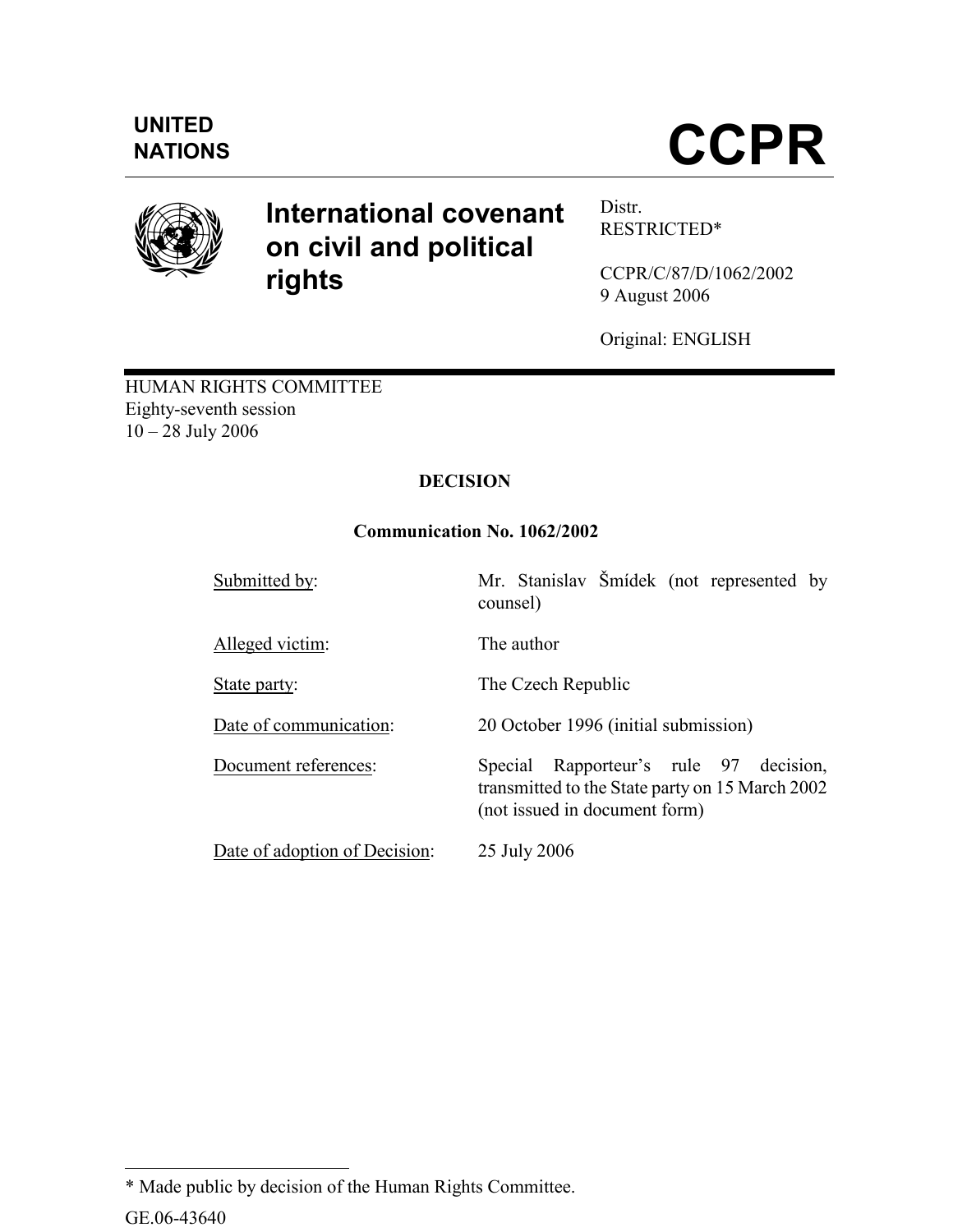UNITED NATIONS

# CCPR

## International covenant on civil and political rights

Distr.
RESTRICTED*

CCPR/C/87/D/1062/2002
9 August 2006

Original: ENGLISH

HUMAN RIGHTS COMMITTEE
Eighty-seventh session
10 – 28 July 2006

**DECISION**

**Communication No. 1062/2002**

| | |
|---|---|
| Submitted by: | Mr. Stanislav Šmídek (not represented by counsel) |
| Alleged victim: | The author |
| State party: | The Czech Republic |
| Date of communication: | 20 October 1996 (initial submission) |
| Document references: | Special Rapporteur's rule 97 decision, transmitted to the State party on 15 March 2002 (not issued in document form) |
| Date of adoption of Decision: | 25 July 2006 |

---

\* Made public by decision of the Human Rights Committee.

GE.06-43640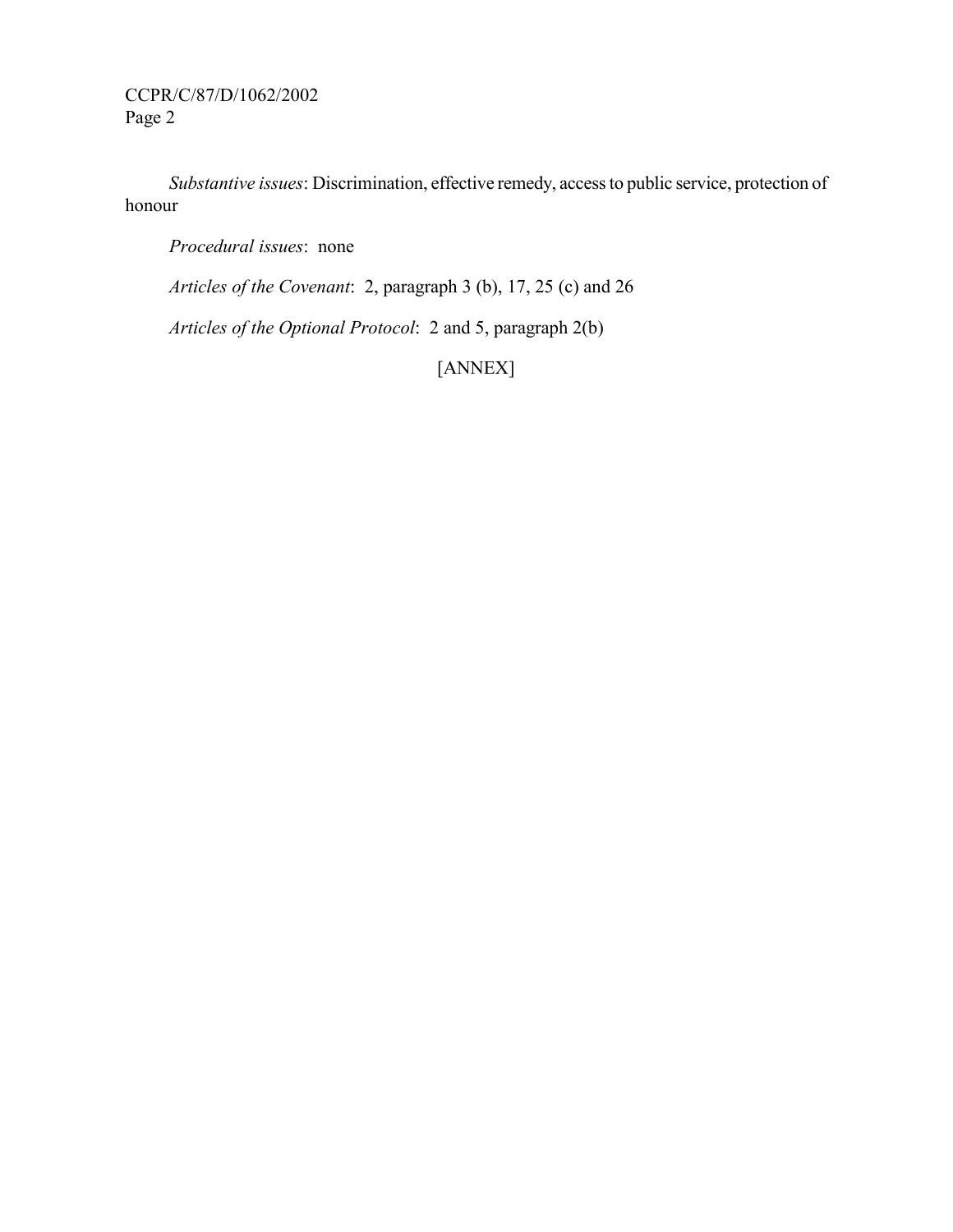*Substantive issues*: Discrimination, effective remedy, access to public service, protection of honour

*Procedural issues*: none

*Articles of the Covenant*: 2, paragraph 3 (b), 17, 25 (c) and 26

*Articles of the Optional Protocol*: 2 and 5, paragraph 2(b)

[ANNEX]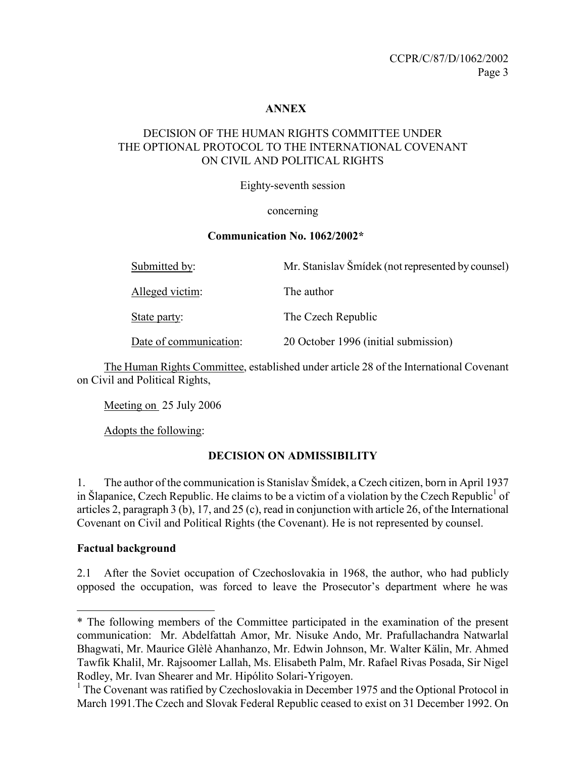**ANNEX**

DECISION OF THE HUMAN RIGHTS COMMITTEE UNDER THE OPTIONAL PROTOCOL TO THE INTERNATIONAL COVENANT ON CIVIL AND POLITICAL RIGHTS

Eighty-seventh session

concerning

**Communication No. 1062/2002***

| | |
|---|---|
| Submitted by: | Mr. Stanislav Šmídek (not represented by counsel) |
| Alleged victim: | The author |
| State party: | The Czech Republic |
| Date of communication: | 20 October 1996 (initial submission) |

The Human Rights Committee, established under article 28 of the International Covenant on Civil and Political Rights,

Meeting on 25 July 2006

Adopts the following:

**DECISION ON ADMISSIBILITY**

1. The author of the communication is Stanislav Šmídek, a Czech citizen, born in April 1937 in Šlapanice, Czech Republic. He claims to be a victim of a violation by the Czech Republic[1] of articles 2, paragraph 3 (b), 17, and 25 (c), read in conjunction with article 26, of the International Covenant on Civil and Political Rights (the Covenant). He is not represented by counsel.

**Factual background**

2.1 After the Soviet occupation of Czechoslovakia in 1968, the author, who had publicly opposed the occupation, was forced to leave the Prosecutor's department where he was

---

* The following members of the Committee participated in the examination of the present communication: Mr. Abdelfattah Amor, Mr. Nisuke Ando, Mr. Prafullachandra Natwarlal Bhagwati, Mr. Maurice Glèlè Ahanhanzo, Mr. Edwin Johnson, Mr. Walter Kälin, Mr. Ahmed Tawfik Khalil, Mr. Rajsoomer Lallah, Ms. Elisabeth Palm, Mr. Rafael Rivas Posada, Sir Nigel Rodley, Mr. Ivan Shearer and Mr. Hipólito Solari-Yrigoyen.

[1] The Covenant was ratified by Czechoslovakia in December 1975 and the Optional Protocol in March 1991. The Czech and Slovak Federal Republic ceased to exist on 31 December 1992. On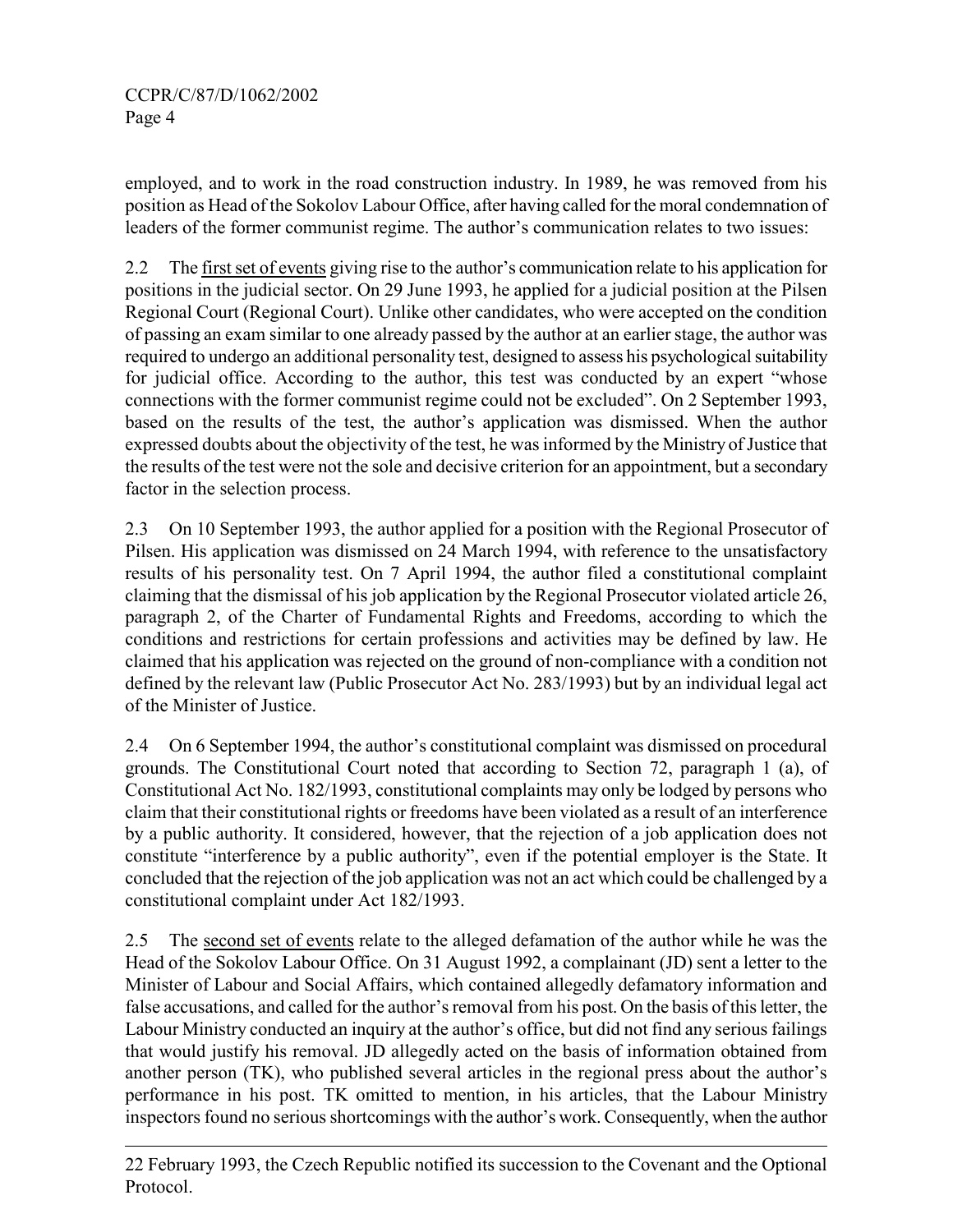employed, and to work in the road construction industry. In 1989, he was removed from his position as Head of the Sokolov Labour Office, after having called for the moral condemnation of leaders of the former communist regime. The author's communication relates to two issues:

2.2 The first set of events giving rise to the author's communication relate to his application for positions in the judicial sector. On 29 June 1993, he applied for a judicial position at the Pilsen Regional Court (Regional Court). Unlike other candidates, who were accepted on the condition of passing an exam similar to one already passed by the author at an earlier stage, the author was required to undergo an additional personality test, designed to assess his psychological suitability for judicial office. According to the author, this test was conducted by an expert "whose connections with the former communist regime could not be excluded". On 2 September 1993, based on the results of the test, the author's application was dismissed. When the author expressed doubts about the objectivity of the test, he was informed by the Ministry of Justice that the results of the test were not the sole and decisive criterion for an appointment, but a secondary factor in the selection process.

2.3 On 10 September 1993, the author applied for a position with the Regional Prosecutor of Pilsen. His application was dismissed on 24 March 1994, with reference to the unsatisfactory results of his personality test. On 7 April 1994, the author filed a constitutional complaint claiming that the dismissal of his job application by the Regional Prosecutor violated article 26, paragraph 2, of the Charter of Fundamental Rights and Freedoms, according to which the conditions and restrictions for certain professions and activities may be defined by law. He claimed that his application was rejected on the ground of non-compliance with a condition not defined by the relevant law (Public Prosecutor Act No. 283/1993) but by an individual legal act of the Minister of Justice.

2.4 On 6 September 1994, the author's constitutional complaint was dismissed on procedural grounds. The Constitutional Court noted that according to Section 72, paragraph 1 (a), of Constitutional Act No. 182/1993, constitutional complaints may only be lodged by persons who claim that their constitutional rights or freedoms have been violated as a result of an interference by a public authority. It considered, however, that the rejection of a job application does not constitute "interference by a public authority", even if the potential employer is the State. It concluded that the rejection of the job application was not an act which could be challenged by a constitutional complaint under Act 182/1993.

2.5 The second set of events relate to the alleged defamation of the author while he was the Head of the Sokolov Labour Office. On 31 August 1992, a complainant (JD) sent a letter to the Minister of Labour and Social Affairs, which contained allegedly defamatory information and false accusations, and called for the author's removal from his post. On the basis of this letter, the Labour Ministry conducted an inquiry at the author's office, but did not find any serious failings that would justify his removal. JD allegedly acted on the basis of information obtained from another person (TK), who published several articles in the regional press about the author's performance in his post. TK omitted to mention, in his articles, that the Labour Ministry inspectors found no serious shortcomings with the author's work. Consequently, when the author

---

22 February 1993, the Czech Republic notified its succession to the Covenant and the Optional Protocol.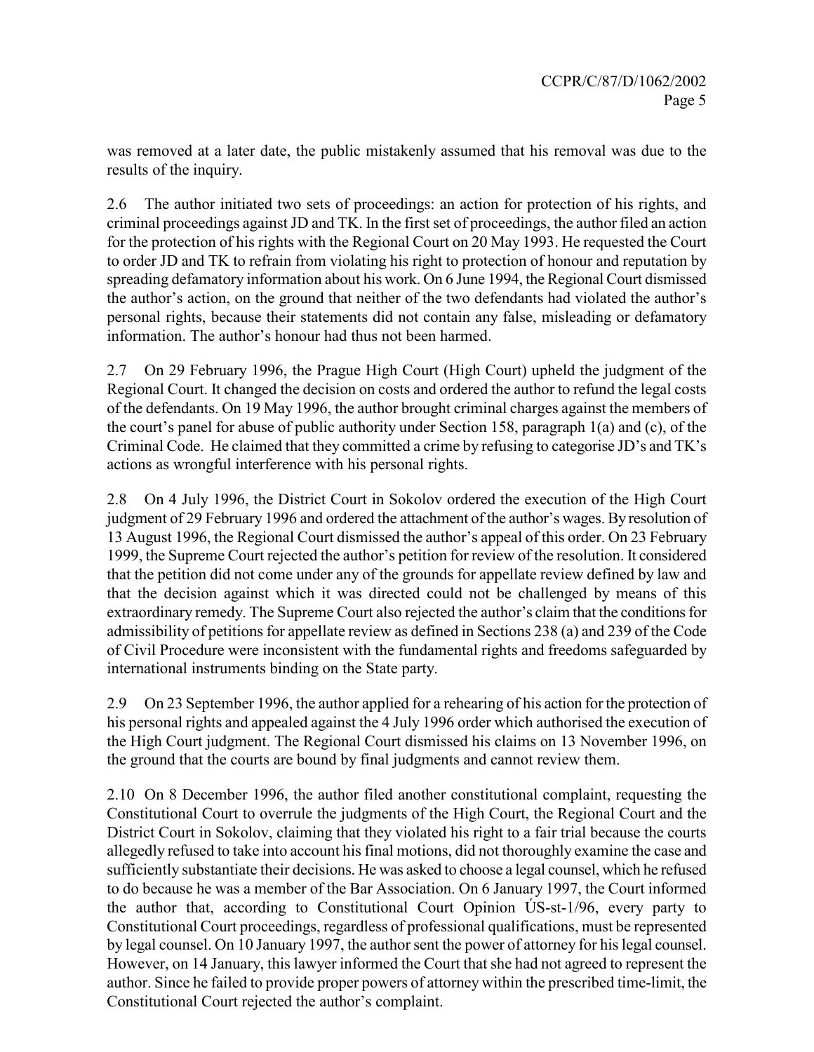was removed at a later date, the public mistakenly assumed that his removal was due to the results of the inquiry.

2.6 The author initiated two sets of proceedings: an action for protection of his rights, and criminal proceedings against JD and TK. In the first set of proceedings, the author filed an action for the protection of his rights with the Regional Court on 20 May 1993. He requested the Court to order JD and TK to refrain from violating his right to protection of honour and reputation by spreading defamatory information about his work. On 6 June 1994, the Regional Court dismissed the author's action, on the ground that neither of the two defendants had violated the author's personal rights, because their statements did not contain any false, misleading or defamatory information. The author's honour had thus not been harmed.

2.7 On 29 February 1996, the Prague High Court (High Court) upheld the judgment of the Regional Court. It changed the decision on costs and ordered the author to refund the legal costs of the defendants. On 19 May 1996, the author brought criminal charges against the members of the court's panel for abuse of public authority under Section 158, paragraph 1(a) and (c), of the Criminal Code. He claimed that they committed a crime by refusing to categorise JD's and TK's actions as wrongful interference with his personal rights.

2.8 On 4 July 1996, the District Court in Sokolov ordered the execution of the High Court judgment of 29 February 1996 and ordered the attachment of the author's wages. By resolution of 13 August 1996, the Regional Court dismissed the author's appeal of this order. On 23 February 1999, the Supreme Court rejected the author's petition for review of the resolution. It considered that the petition did not come under any of the grounds for appellate review defined by law and that the decision against which it was directed could not be challenged by means of this extraordinary remedy. The Supreme Court also rejected the author's claim that the conditions for admissibility of petitions for appellate review as defined in Sections 238 (a) and 239 of the Code of Civil Procedure were inconsistent with the fundamental rights and freedoms safeguarded by international instruments binding on the State party.

2.9 On 23 September 1996, the author applied for a rehearing of his action for the protection of his personal rights and appealed against the 4 July 1996 order which authorised the execution of the High Court judgment. The Regional Court dismissed his claims on 13 November 1996, on the ground that the courts are bound by final judgments and cannot review them.

2.10 On 8 December 1996, the author filed another constitutional complaint, requesting the Constitutional Court to overrule the judgments of the High Court, the Regional Court and the District Court in Sokolov, claiming that they violated his right to a fair trial because the courts allegedly refused to take into account his final motions, did not thoroughly examine the case and sufficiently substantiate their decisions. He was asked to choose a legal counsel, which he refused to do because he was a member of the Bar Association. On 6 January 1997, the Court informed the author that, according to Constitutional Court Opinion ÚS-st-1/96, every party to Constitutional Court proceedings, regardless of professional qualifications, must be represented by legal counsel. On 10 January 1997, the author sent the power of attorney for his legal counsel. However, on 14 January, this lawyer informed the Court that she had not agreed to represent the author. Since he failed to provide proper powers of attorney within the prescribed time-limit, the Constitutional Court rejected the author's complaint.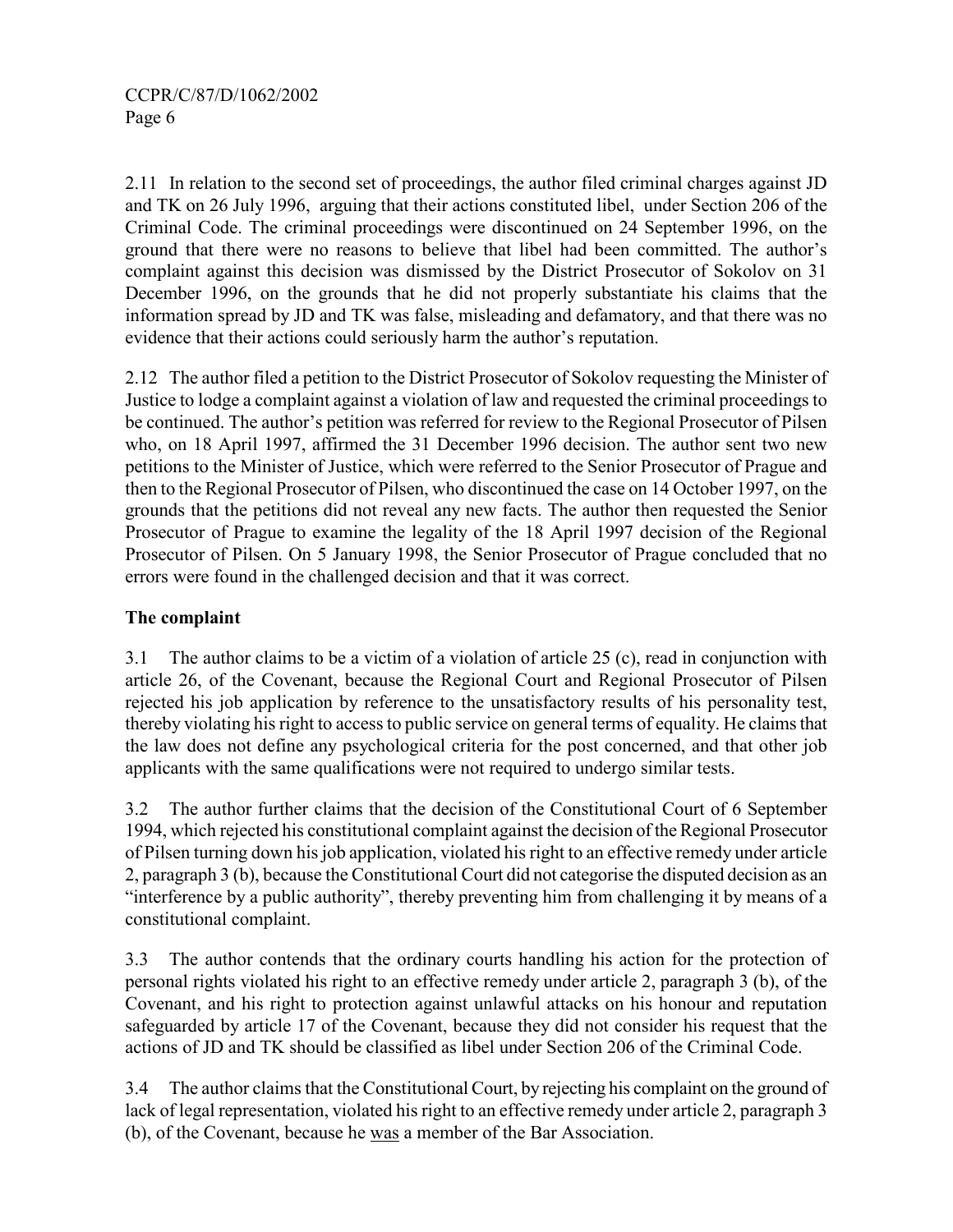2.11 In relation to the second set of proceedings, the author filed criminal charges against JD and TK on 26 July 1996, arguing that their actions constituted libel, under Section 206 of the Criminal Code. The criminal proceedings were discontinued on 24 September 1996, on the ground that there were no reasons to believe that libel had been committed. The author's complaint against this decision was dismissed by the District Prosecutor of Sokolov on 31 December 1996, on the grounds that he did not properly substantiate his claims that the information spread by JD and TK was false, misleading and defamatory, and that there was no evidence that their actions could seriously harm the author's reputation.

2.12 The author filed a petition to the District Prosecutor of Sokolov requesting the Minister of Justice to lodge a complaint against a violation of law and requested the criminal proceedings to be continued. The author's petition was referred for review to the Regional Prosecutor of Pilsen who, on 18 April 1997, affirmed the 31 December 1996 decision. The author sent two new petitions to the Minister of Justice, which were referred to the Senior Prosecutor of Prague and then to the Regional Prosecutor of Pilsen, who discontinued the case on 14 October 1997, on the grounds that the petitions did not reveal any new facts. The author then requested the Senior Prosecutor of Prague to examine the legality of the 18 April 1997 decision of the Regional Prosecutor of Pilsen. On 5 January 1998, the Senior Prosecutor of Prague concluded that no errors were found in the challenged decision and that it was correct.

**The complaint**

3.1 The author claims to be a victim of a violation of article 25 (c), read in conjunction with article 26, of the Covenant, because the Regional Court and Regional Prosecutor of Pilsen rejected his job application by reference to the unsatisfactory results of his personality test, thereby violating his right to access to public service on general terms of equality. He claims that the law does not define any psychological criteria for the post concerned, and that other job applicants with the same qualifications were not required to undergo similar tests.

3.2 The author further claims that the decision of the Constitutional Court of 6 September 1994, which rejected his constitutional complaint against the decision of the Regional Prosecutor of Pilsen turning down his job application, violated his right to an effective remedy under article 2, paragraph 3 (b), because the Constitutional Court did not categorise the disputed decision as an "interference by a public authority", thereby preventing him from challenging it by means of a constitutional complaint.

3.3 The author contends that the ordinary courts handling his action for the protection of personal rights violated his right to an effective remedy under article 2, paragraph 3 (b), of the Covenant, and his right to protection against unlawful attacks on his honour and reputation safeguarded by article 17 of the Covenant, because they did not consider his request that the actions of JD and TK should be classified as libel under Section 206 of the Criminal Code.

3.4 The author claims that the Constitutional Court, by rejecting his complaint on the ground of lack of legal representation, violated his right to an effective remedy under article 2, paragraph 3 (b), of the Covenant, because he was a member of the Bar Association.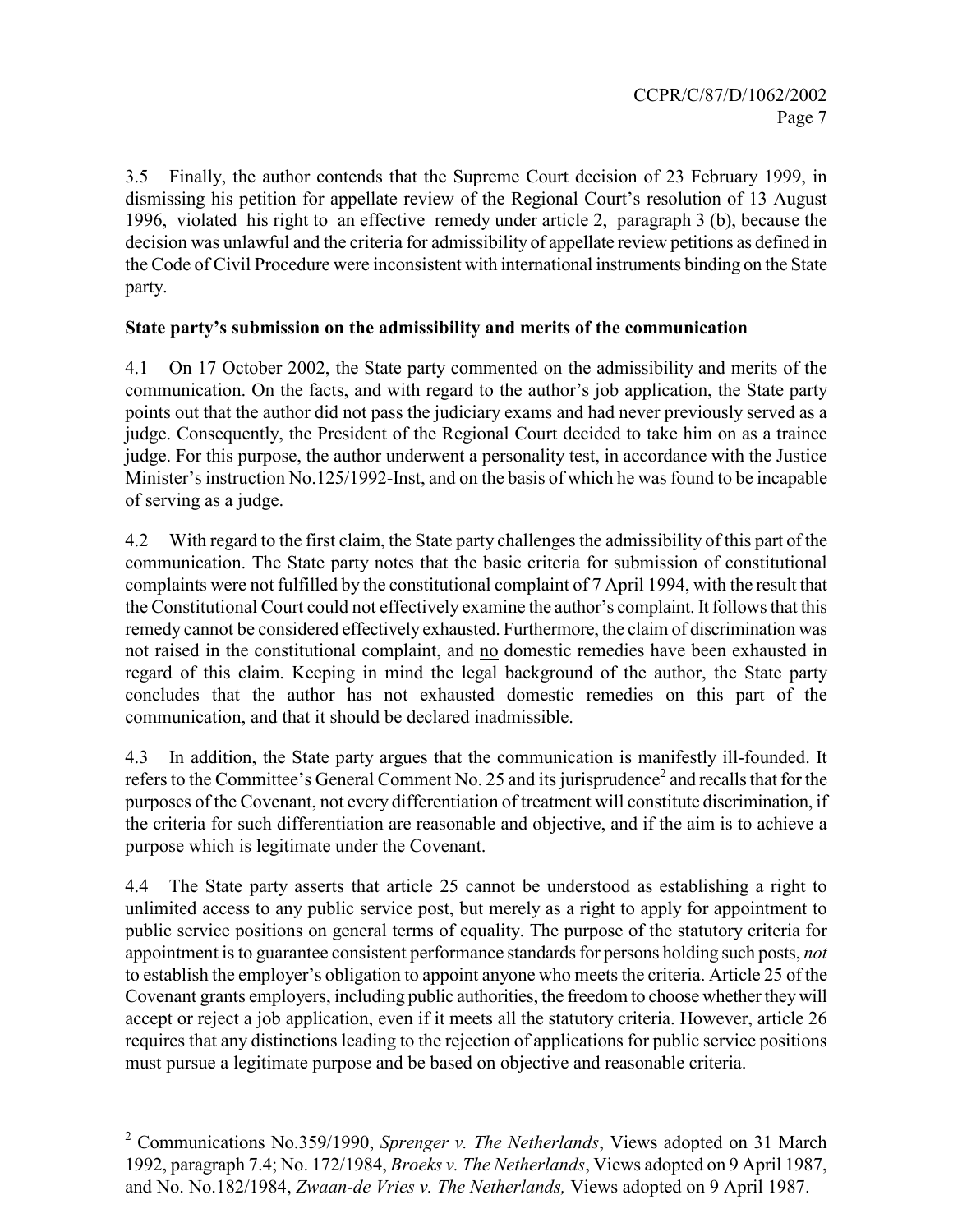3.5 Finally, the author contends that the Supreme Court decision of 23 February 1999, in dismissing his petition for appellate review of the Regional Court's resolution of 13 August 1996, violated his right to an effective remedy under article 2, paragraph 3 (b), because the decision was unlawful and the criteria for admissibility of appellate review petitions as defined in the Code of Civil Procedure were inconsistent with international instruments binding on the State party.

**State party's submission on the admissibility and merits of the communication**

4.1 On 17 October 2002, the State party commented on the admissibility and merits of the communication. On the facts, and with regard to the author's job application, the State party points out that the author did not pass the judiciary exams and had never previously served as a judge. Consequently, the President of the Regional Court decided to take him on as a trainee judge. For this purpose, the author underwent a personality test, in accordance with the Justice Minister's instruction No.125/1992-Inst, and on the basis of which he was found to be incapable of serving as a judge.

4.2 With regard to the first claim, the State party challenges the admissibility of this part of the communication. The State party notes that the basic criteria for submission of constitutional complaints were not fulfilled by the constitutional complaint of 7 April 1994, with the result that the Constitutional Court could not effectively examine the author's complaint. It follows that this remedy cannot be considered effectively exhausted. Furthermore, the claim of discrimination was not raised in the constitutional complaint, and <u>no</u> domestic remedies have been exhausted in regard of this claim. Keeping in mind the legal background of the author, the State party concludes that the author has not exhausted domestic remedies on this part of the communication, and that it should be declared inadmissible.

4.3 In addition, the State party argues that the communication is manifestly ill-founded. It refers to the Committee's General Comment No. 25 and its jurisprudence[2] and recalls that for the purposes of the Covenant, not every differentiation of treatment will constitute discrimination, if the criteria for such differentiation are reasonable and objective, and if the aim is to achieve a purpose which is legitimate under the Covenant.

4.4 The State party asserts that article 25 cannot be understood as establishing a right to unlimited access to any public service post, but merely as a right to apply for appointment to public service positions on general terms of equality. The purpose of the statutory criteria for appointment is to guarantee consistent performance standards for persons holding such posts, *not* to establish the employer's obligation to appoint anyone who meets the criteria. Article 25 of the Covenant grants employers, including public authorities, the freedom to choose whether they will accept or reject a job application, even if it meets all the statutory criteria. However, article 26 requires that any distinctions leading to the rejection of applications for public service positions must pursue a legitimate purpose and be based on objective and reasonable criteria.

---

[2] Communications No.359/1990, *Sprenger v. The Netherlands*, Views adopted on 31 March 1992, paragraph 7.4; No. 172/1984, *Broeks v. The Netherlands*, Views adopted on 9 April 1987, and No. No.182/1984, *Zwaan-de Vries v. The Netherlands,* Views adopted on 9 April 1987.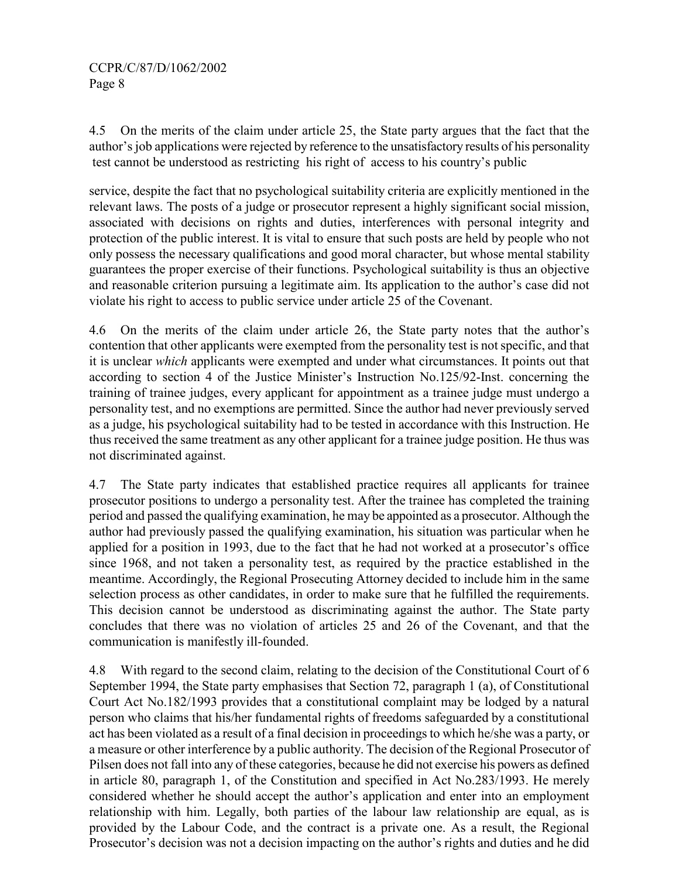4.5 On the merits of the claim under article 25, the State party argues that the fact that the author's job applications were rejected by reference to the unsatisfactory results of his personality test cannot be understood as restricting his right of access to his country's public service, despite the fact that no psychological suitability criteria are explicitly mentioned in the relevant laws. The posts of a judge or prosecutor represent a highly significant social mission, associated with decisions on rights and duties, interferences with personal integrity and protection of the public interest. It is vital to ensure that such posts are held by people who not only possess the necessary qualifications and good moral character, but whose mental stability guarantees the proper exercise of their functions. Psychological suitability is thus an objective and reasonable criterion pursuing a legitimate aim. Its application to the author's case did not violate his right to access to public service under article 25 of the Covenant.

4.6 On the merits of the claim under article 26, the State party notes that the author's contention that other applicants were exempted from the personality test is not specific, and that it is unclear *which* applicants were exempted and under what circumstances. It points out that according to section 4 of the Justice Minister's Instruction No.125/92-Inst. concerning the training of trainee judges, every applicant for appointment as a trainee judge must undergo a personality test, and no exemptions are permitted. Since the author had never previously served as a judge, his psychological suitability had to be tested in accordance with this Instruction. He thus received the same treatment as any other applicant for a trainee judge position. He thus was not discriminated against.

4.7 The State party indicates that established practice requires all applicants for trainee prosecutor positions to undergo a personality test. After the trainee has completed the training period and passed the qualifying examination, he may be appointed as a prosecutor. Although the author had previously passed the qualifying examination, his situation was particular when he applied for a position in 1993, due to the fact that he had not worked at a prosecutor's office since 1968, and not taken a personality test, as required by the practice established in the meantime. Accordingly, the Regional Prosecuting Attorney decided to include him in the same selection process as other candidates, in order to make sure that he fulfilled the requirements. This decision cannot be understood as discriminating against the author. The State party concludes that there was no violation of articles 25 and 26 of the Covenant, and that the communication is manifestly ill-founded.

4.8 With regard to the second claim, relating to the decision of the Constitutional Court of 6 September 1994, the State party emphasises that Section 72, paragraph 1 (a), of Constitutional Court Act No.182/1993 provides that a constitutional complaint may be lodged by a natural person who claims that his/her fundamental rights of freedoms safeguarded by a constitutional act has been violated as a result of a final decision in proceedings to which he/she was a party, or a measure or other interference by a public authority. The decision of the Regional Prosecutor of Pilsen does not fall into any of these categories, because he did not exercise his powers as defined in article 80, paragraph 1, of the Constitution and specified in Act No.283/1993. He merely considered whether he should accept the author's application and enter into an employment relationship with him. Legally, both parties of the labour law relationship are equal, as is provided by the Labour Code, and the contract is a private one. As a result, the Regional Prosecutor's decision was not a decision impacting on the author's rights and duties and he did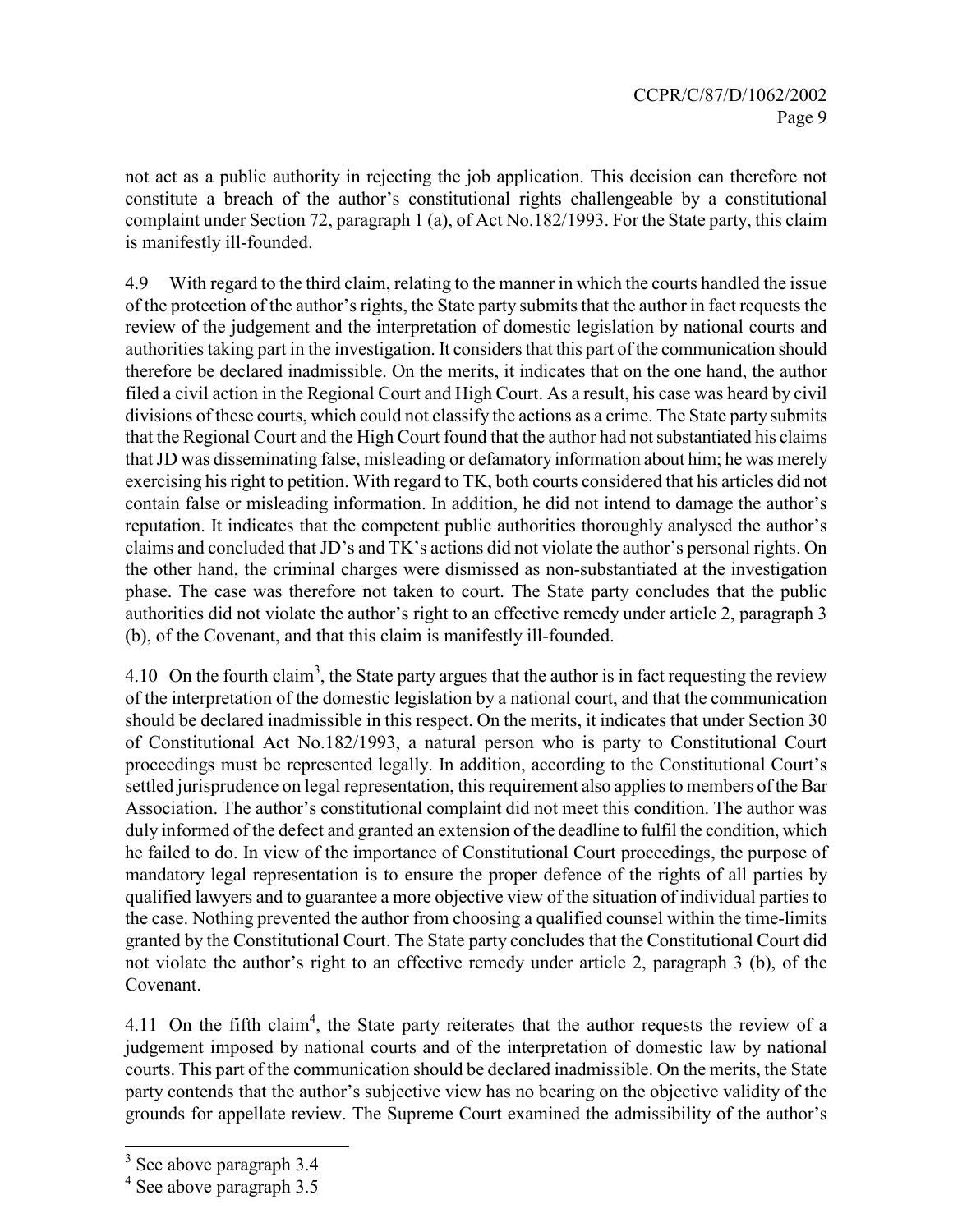not act as a public authority in rejecting the job application. This decision can therefore not constitute a breach of the author's constitutional rights challengeable by a constitutional complaint under Section 72, paragraph 1 (a), of Act No.182/1993. For the State party, this claim is manifestly ill-founded.

4.9 With regard to the third claim, relating to the manner in which the courts handled the issue of the protection of the author's rights, the State party submits that the author in fact requests the review of the judgement and the interpretation of domestic legislation by national courts and authorities taking part in the investigation. It considers that this part of the communication should therefore be declared inadmissible. On the merits, it indicates that on the one hand, the author filed a civil action in the Regional Court and High Court. As a result, his case was heard by civil divisions of these courts, which could not classify the actions as a crime. The State party submits that the Regional Court and the High Court found that the author had not substantiated his claims that JD was disseminating false, misleading or defamatory information about him; he was merely exercising his right to petition. With regard to TK, both courts considered that his articles did not contain false or misleading information. In addition, he did not intend to damage the author's reputation. It indicates that the competent public authorities thoroughly analysed the author's claims and concluded that JD's and TK's actions did not violate the author's personal rights. On the other hand, the criminal charges were dismissed as non-substantiated at the investigation phase. The case was therefore not taken to court. The State party concludes that the public authorities did not violate the author's right to an effective remedy under article 2, paragraph 3 (b), of the Covenant, and that this claim is manifestly ill-founded.

4.10 On the fourth claim[3], the State party argues that the author is in fact requesting the review of the interpretation of the domestic legislation by a national court, and that the communication should be declared inadmissible in this respect. On the merits, it indicates that under Section 30 of Constitutional Act No.182/1993, a natural person who is party to Constitutional Court proceedings must be represented legally. In addition, according to the Constitutional Court's settled jurisprudence on legal representation, this requirement also applies to members of the Bar Association. The author's constitutional complaint did not meet this condition. The author was duly informed of the defect and granted an extension of the deadline to fulfil the condition, which he failed to do. In view of the importance of Constitutional Court proceedings, the purpose of mandatory legal representation is to ensure the proper defence of the rights of all parties by qualified lawyers and to guarantee a more objective view of the situation of individual parties to the case. Nothing prevented the author from choosing a qualified counsel within the time-limits granted by the Constitutional Court. The State party concludes that the Constitutional Court did not violate the author's right to an effective remedy under article 2, paragraph 3 (b), of the Covenant.

4.11 On the fifth claim[4], the State party reiterates that the author requests the review of a judgement imposed by national courts and of the interpretation of domestic law by national courts. This part of the communication should be declared inadmissible. On the merits, the State party contends that the author's subjective view has no bearing on the objective validity of the grounds for appellate review. The Supreme Court examined the admissibility of the author's

---

[3] See above paragraph 3.4

[4] See above paragraph 3.5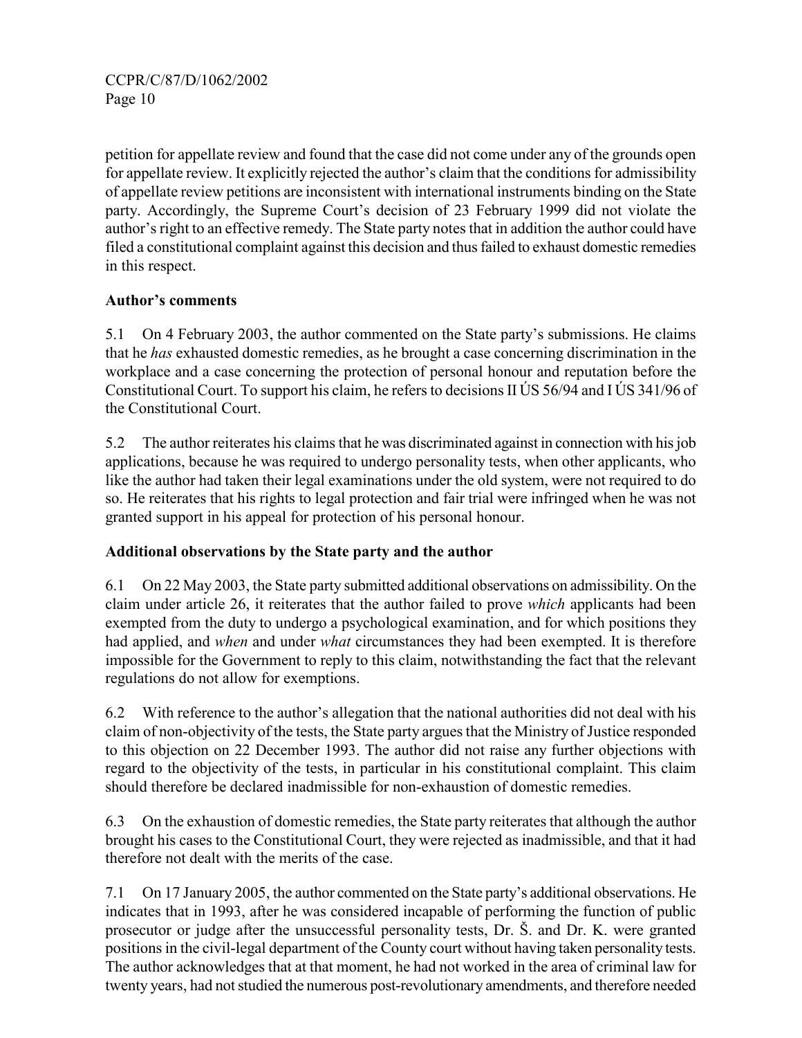petition for appellate review and found that the case did not come under any of the grounds open for appellate review. It explicitly rejected the author's claim that the conditions for admissibility of appellate review petitions are inconsistent with international instruments binding on the State party. Accordingly, the Supreme Court's decision of 23 February 1999 did not violate the author's right to an effective remedy. The State party notes that in addition the author could have filed a constitutional complaint against this decision and thus failed to exhaust domestic remedies in this respect.

### Author's comments

5.1 On 4 February 2003, the author commented on the State party's submissions. He claims that he *has* exhausted domestic remedies, as he brought a case concerning discrimination in the workplace and a case concerning the protection of personal honour and reputation before the Constitutional Court. To support his claim, he refers to decisions II ÚS 56/94 and I ÚS 341/96 of the Constitutional Court.

5.2 The author reiterates his claims that he was discriminated against in connection with his job applications, because he was required to undergo personality tests, when other applicants, who like the author had taken their legal examinations under the old system, were not required to do so. He reiterates that his rights to legal protection and fair trial were infringed when he was not granted support in his appeal for protection of his personal honour.

### Additional observations by the State party and the author

6.1 On 22 May 2003, the State party submitted additional observations on admissibility. On the claim under article 26, it reiterates that the author failed to prove *which* applicants had been exempted from the duty to undergo a psychological examination, and for which positions they had applied, and *when* and under *what* circumstances they had been exempted. It is therefore impossible for the Government to reply to this claim, notwithstanding the fact that the relevant regulations do not allow for exemptions.

6.2 With reference to the author's allegation that the national authorities did not deal with his claim of non-objectivity of the tests, the State party argues that the Ministry of Justice responded to this objection on 22 December 1993. The author did not raise any further objections with regard to the objectivity of the tests, in particular in his constitutional complaint. This claim should therefore be declared inadmissible for non-exhaustion of domestic remedies.

6.3 On the exhaustion of domestic remedies, the State party reiterates that although the author brought his cases to the Constitutional Court, they were rejected as inadmissible, and that it had therefore not dealt with the merits of the case.

7.1 On 17 January 2005, the author commented on the State party's additional observations. He indicates that in 1993, after he was considered incapable of performing the function of public prosecutor or judge after the unsuccessful personality tests, Dr. Š. and Dr. K. were granted positions in the civil-legal department of the County court without having taken personality tests. The author acknowledges that at that moment, he had not worked in the area of criminal law for twenty years, had not studied the numerous post-revolutionary amendments, and therefore needed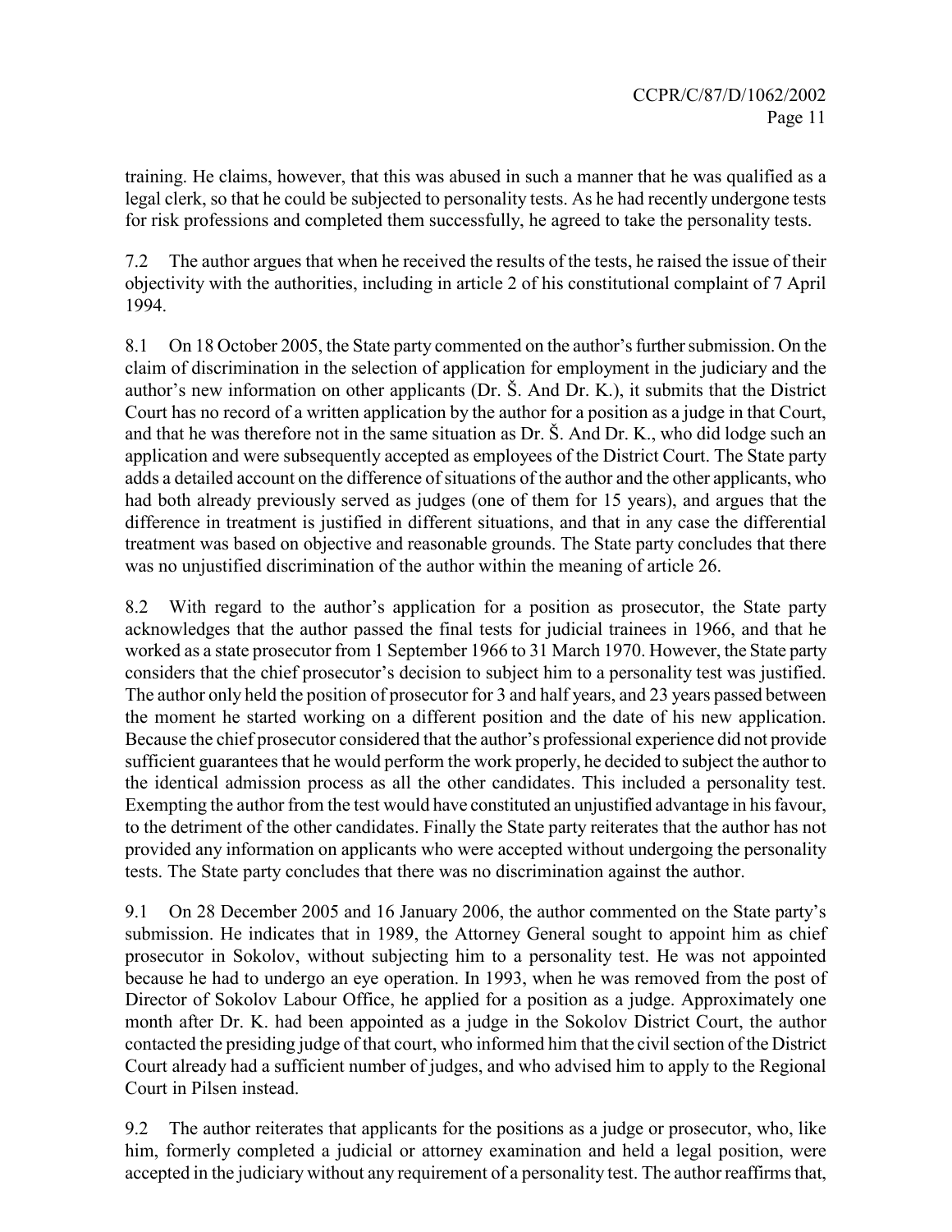training. He claims, however, that this was abused in such a manner that he was qualified as a legal clerk, so that he could be subjected to personality tests. As he had recently undergone tests for risk professions and completed them successfully, he agreed to take the personality tests.

7.2 The author argues that when he received the results of the tests, he raised the issue of their objectivity with the authorities, including in article 2 of his constitutional complaint of 7 April 1994.

8.1 On 18 October 2005, the State party commented on the author's further submission. On the claim of discrimination in the selection of application for employment in the judiciary and the author's new information on other applicants (Dr. Š. And Dr. K.), it submits that the District Court has no record of a written application by the author for a position as a judge in that Court, and that he was therefore not in the same situation as Dr. Š. And Dr. K., who did lodge such an application and were subsequently accepted as employees of the District Court. The State party adds a detailed account on the difference of situations of the author and the other applicants, who had both already previously served as judges (one of them for 15 years), and argues that the difference in treatment is justified in different situations, and that in any case the differential treatment was based on objective and reasonable grounds. The State party concludes that there was no unjustified discrimination of the author within the meaning of article 26.

8.2 With regard to the author's application for a position as prosecutor, the State party acknowledges that the author passed the final tests for judicial trainees in 1966, and that he worked as a state prosecutor from 1 September 1966 to 31 March 1970. However, the State party considers that the chief prosecutor's decision to subject him to a personality test was justified. The author only held the position of prosecutor for 3 and half years, and 23 years passed between the moment he started working on a different position and the date of his new application. Because the chief prosecutor considered that the author's professional experience did not provide sufficient guarantees that he would perform the work properly, he decided to subject the author to the identical admission process as all the other candidates. This included a personality test. Exempting the author from the test would have constituted an unjustified advantage in his favour, to the detriment of the other candidates. Finally the State party reiterates that the author has not provided any information on applicants who were accepted without undergoing the personality tests. The State party concludes that there was no discrimination against the author.

9.1 On 28 December 2005 and 16 January 2006, the author commented on the State party's submission. He indicates that in 1989, the Attorney General sought to appoint him as chief prosecutor in Sokolov, without subjecting him to a personality test. He was not appointed because he had to undergo an eye operation. In 1993, when he was removed from the post of Director of Sokolov Labour Office, he applied for a position as a judge. Approximately one month after Dr. K. had been appointed as a judge in the Sokolov District Court, the author contacted the presiding judge of that court, who informed him that the civil section of the District Court already had a sufficient number of judges, and who advised him to apply to the Regional Court in Pilsen instead.

9.2 The author reiterates that applicants for the positions as a judge or prosecutor, who, like him, formerly completed a judicial or attorney examination and held a legal position, were accepted in the judiciary without any requirement of a personality test. The author reaffirms that,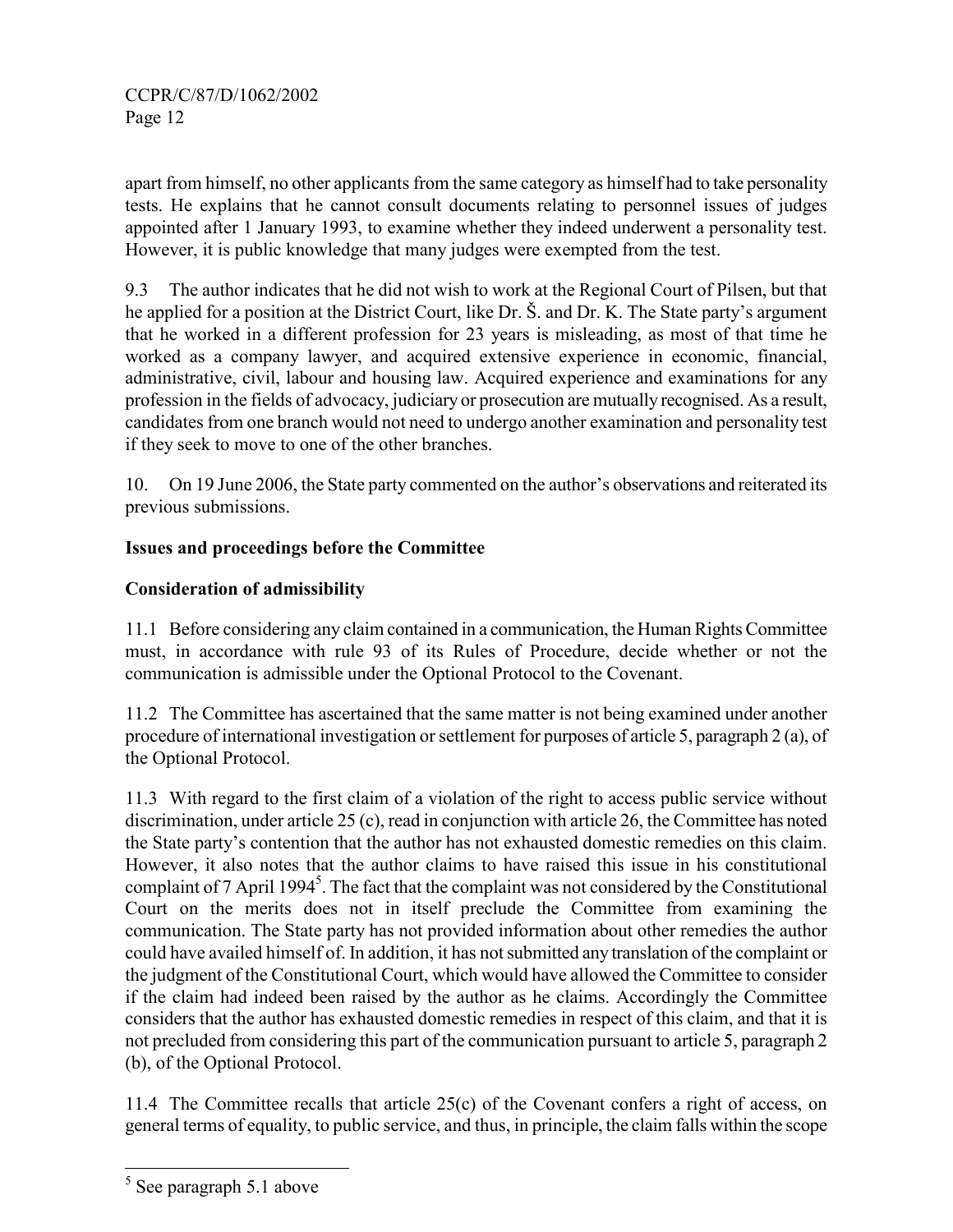apart from himself, no other applicants from the same category as himself had to take personality tests. He explains that he cannot consult documents relating to personnel issues of judges appointed after 1 January 1993, to examine whether they indeed underwent a personality test. However, it is public knowledge that many judges were exempted from the test.

9.3 The author indicates that he did not wish to work at the Regional Court of Pilsen, but that he applied for a position at the District Court, like Dr. Š. and Dr. K. The State party's argument that he worked in a different profession for 23 years is misleading, as most of that time he worked as a company lawyer, and acquired extensive experience in economic, financial, administrative, civil, labour and housing law. Acquired experience and examinations for any profession in the fields of advocacy, judiciary or prosecution are mutually recognised. As a result, candidates from one branch would not need to undergo another examination and personality test if they seek to move to one of the other branches.

10. On 19 June 2006, the State party commented on the author's observations and reiterated its previous submissions.

**Issues and proceedings before the Committee**

**Consideration of admissibility**

11.1 Before considering any claim contained in a communication, the Human Rights Committee must, in accordance with rule 93 of its Rules of Procedure, decide whether or not the communication is admissible under the Optional Protocol to the Covenant.

11.2 The Committee has ascertained that the same matter is not being examined under another procedure of international investigation or settlement for purposes of article 5, paragraph 2 (a), of the Optional Protocol.

11.3 With regard to the first claim of a violation of the right to access public service without discrimination, under article 25 (c), read in conjunction with article 26, the Committee has noted the State party's contention that the author has not exhausted domestic remedies on this claim. However, it also notes that the author claims to have raised this issue in his constitutional complaint of 7 April 1994[5]. The fact that the complaint was not considered by the Constitutional Court on the merits does not in itself preclude the Committee from examining the communication. The State party has not provided information about other remedies the author could have availed himself of. In addition, it has not submitted any translation of the complaint or the judgment of the Constitutional Court, which would have allowed the Committee to consider if the claim had indeed been raised by the author as he claims. Accordingly the Committee considers that the author has exhausted domestic remedies in respect of this claim, and that it is not precluded from considering this part of the communication pursuant to article 5, paragraph 2 (b), of the Optional Protocol.

11.4 The Committee recalls that article 25(c) of the Covenant confers a right of access, on general terms of equality, to public service, and thus, in principle, the claim falls within the scope

---

[5] See paragraph 5.1 above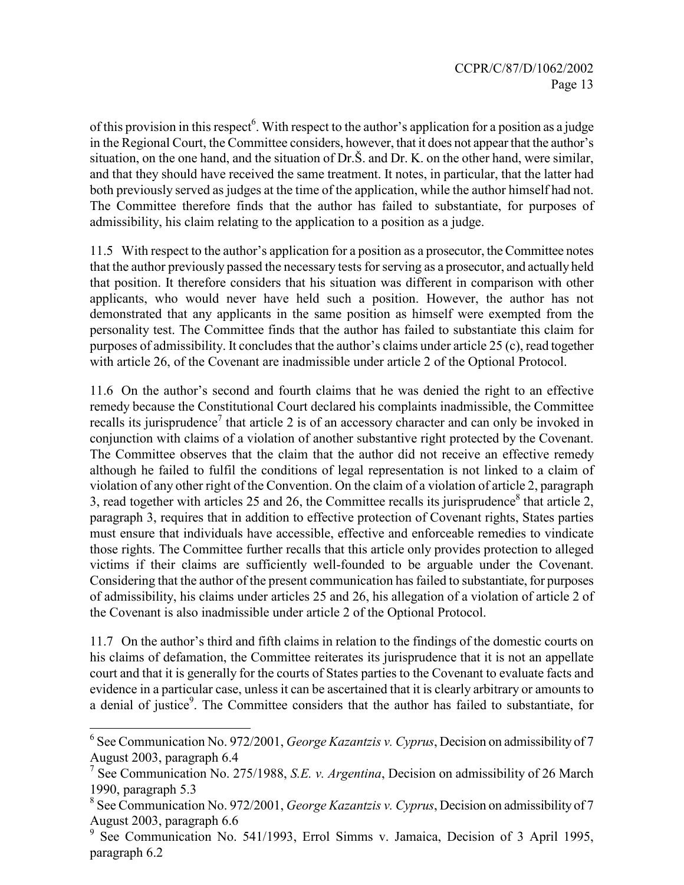of this provision in this respect[6]. With respect to the author's application for a position as a judge in the Regional Court, the Committee considers, however, that it does not appear that the author's situation, on the one hand, and the situation of Dr.Š. and Dr. K. on the other hand, were similar, and that they should have received the same treatment. It notes, in particular, that the latter had both previously served as judges at the time of the application, while the author himself had not. The Committee therefore finds that the author has failed to substantiate, for purposes of admissibility, his claim relating to the application to a position as a judge.

11.5 With respect to the author's application for a position as a prosecutor, the Committee notes that the author previously passed the necessary tests for serving as a prosecutor, and actually held that position. It therefore considers that his situation was different in comparison with other applicants, who would never have held such a position. However, the author has not demonstrated that any applicants in the same position as himself were exempted from the personality test. The Committee finds that the author has failed to substantiate this claim for purposes of admissibility. It concludes that the author's claims under article 25 (c), read together with article 26, of the Covenant are inadmissible under article 2 of the Optional Protocol.

11.6 On the author's second and fourth claims that he was denied the right to an effective remedy because the Constitutional Court declared his complaints inadmissible, the Committee recalls its jurisprudence[7] that article 2 is of an accessory character and can only be invoked in conjunction with claims of a violation of another substantive right protected by the Covenant. The Committee observes that the claim that the author did not receive an effective remedy although he failed to fulfil the conditions of legal representation is not linked to a claim of violation of any other right of the Convention. On the claim of a violation of article 2, paragraph 3, read together with articles 25 and 26, the Committee recalls its jurisprudence[8] that article 2, paragraph 3, requires that in addition to effective protection of Covenant rights, States parties must ensure that individuals have accessible, effective and enforceable remedies to vindicate those rights. The Committee further recalls that this article only provides protection to alleged victims if their claims are sufficiently well-founded to be arguable under the Covenant. Considering that the author of the present communication has failed to substantiate, for purposes of admissibility, his claims under articles 25 and 26, his allegation of a violation of article 2 of the Covenant is also inadmissible under article 2 of the Optional Protocol.

11.7 On the author's third and fifth claims in relation to the findings of the domestic courts on his claims of defamation, the Committee reiterates its jurisprudence that it is not an appellate court and that it is generally for the courts of States parties to the Covenant to evaluate facts and evidence in a particular case, unless it can be ascertained that it is clearly arbitrary or amounts to a denial of justice[9]. The Committee considers that the author has failed to substantiate, for

---

[6] See Communication No. 972/2001, *George Kazantzis v. Cyprus*, Decision on admissibility of 7 August 2003, paragraph 6.4

[7] See Communication No. 275/1988, *S.E. v. Argentina*, Decision on admissibility of 26 March 1990, paragraph 5.3

[8] See Communication No. 972/2001, *George Kazantzis v. Cyprus*, Decision on admissibility of 7 August 2003, paragraph 6.6

[9] See Communication No. 541/1993, Errol Simms v. Jamaica, Decision of 3 April 1995, paragraph 6.2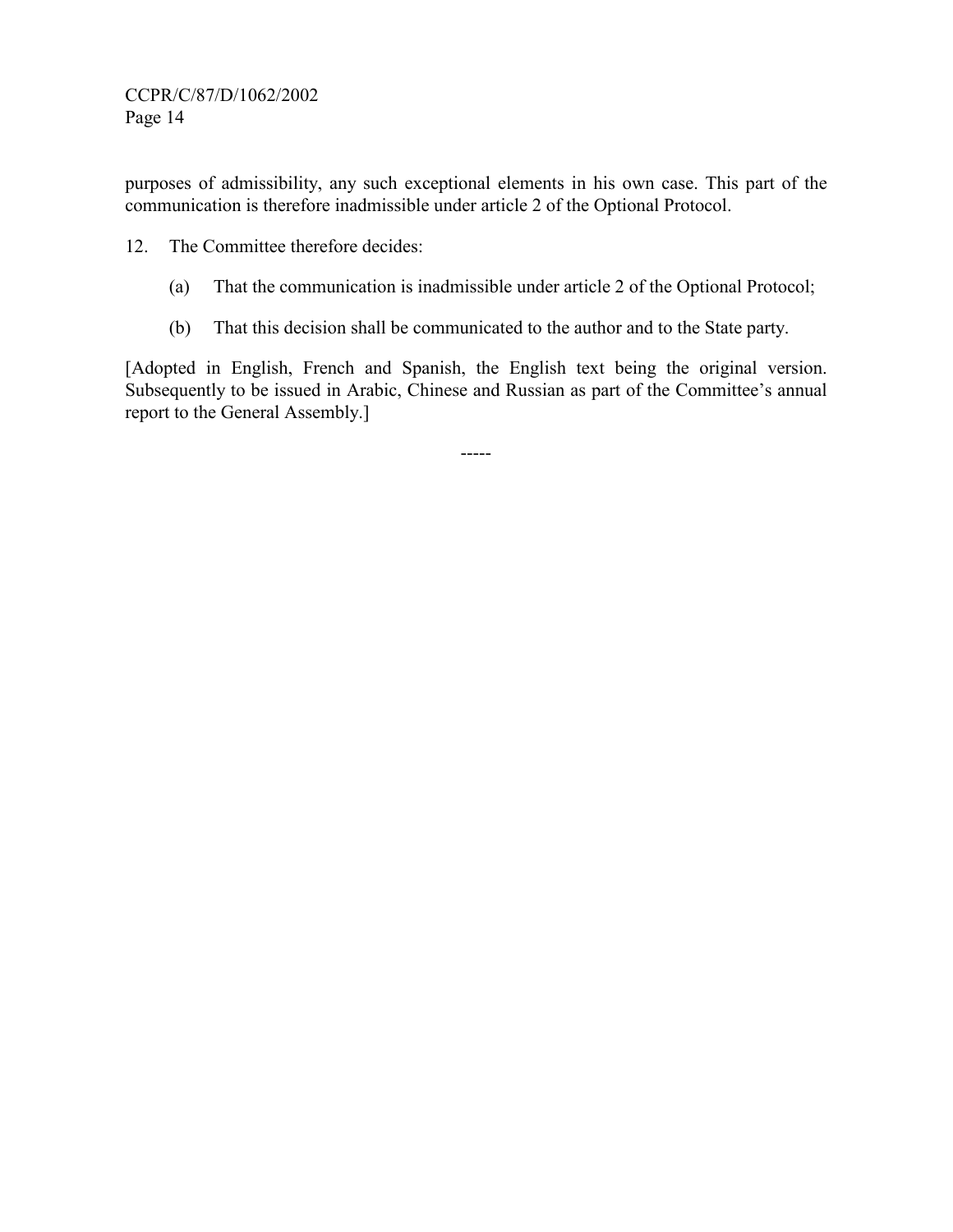purposes of admissibility, any such exceptional elements in his own case. This part of the communication is therefore inadmissible under article 2 of the Optional Protocol.

12. The Committee therefore decides:

(a) That the communication is inadmissible under article 2 of the Optional Protocol;

(b) That this decision shall be communicated to the author and to the State party.

[Adopted in English, French and Spanish, the English text being the original version. Subsequently to be issued in Arabic, Chinese and Russian as part of the Committee's annual report to the General Assembly.]

-----